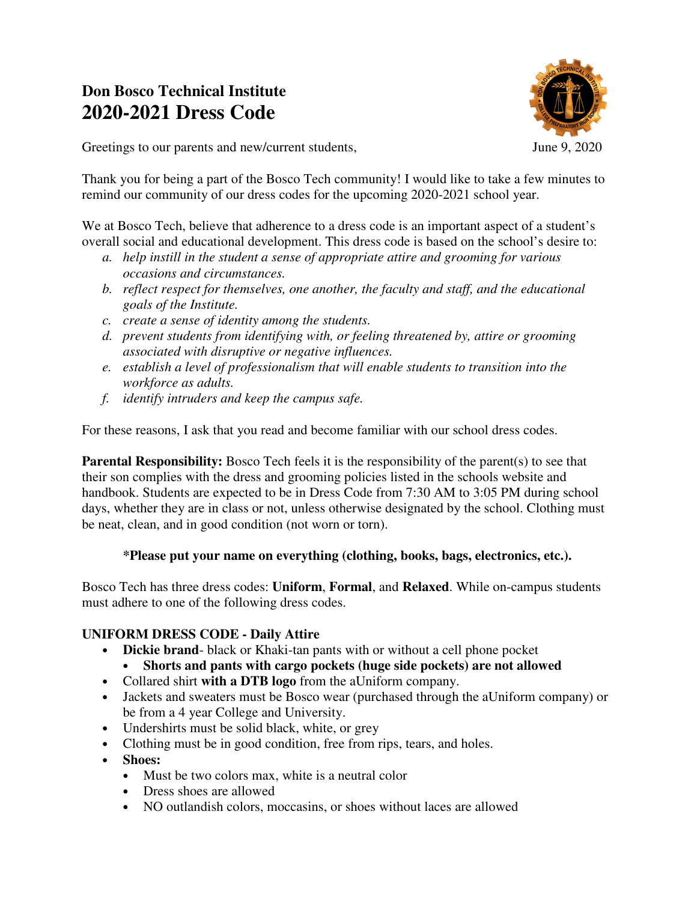# Don Bosco Technical Institute
# 2020-2021 Dress Code

Greetings to our parents and new/current students, June 9, 2020

Thank you for being a part of the Bosco Tech community! I would like to take a few minutes to remind our community of our dress codes for the upcoming 2020-2021 school year.

We at Bosco Tech, believe that adherence to a dress code is an important aspect of a student's overall social and educational development. This dress code is based on the school's desire to:

a. *help instill in the student a sense of appropriate attire and grooming for various occasions and circumstances.*
b. *reflect respect for themselves, one another, the faculty and staff, and the educational goals of the Institute.*
c. *create a sense of identity among the students.*
d. *prevent students from identifying with, or feeling threatened by, attire or grooming associated with disruptive or negative influences.*
e. *establish a level of professionalism that will enable students to transition into the workforce as adults.*
f. *identify intruders and keep the campus safe.*

For these reasons, I ask that you read and become familiar with our school dress codes.

**Parental Responsibility:** Bosco Tech feels it is the responsibility of the parent(s) to see that their son complies with the dress and grooming policies listed in the schools website and handbook. Students are expected to be in Dress Code from 7:30 AM to 3:05 PM during school days, whether they are in class or not, unless otherwise designated by the school. Clothing must be neat, clean, and in good condition (not worn or torn).

**\*Please put your name on everything (clothing, books, bags, electronics, etc.).**

Bosco Tech has three dress codes: **Uniform**, **Formal**, and **Relaxed**. While on-campus students must adhere to one of the following dress codes.

**UNIFORM DRESS CODE - Daily Attire**

- **Dickie brand**- black or Khaki-tan pants with or without a cell phone pocket
  - **Shorts and pants with cargo pockets (huge side pockets) are not allowed**
- Collared shirt **with a DTB logo** from the aUniform company.
- Jackets and sweaters must be Bosco wear (purchased through the aUniform company) or be from a 4 year College and University.
- Undershirts must be solid black, white, or grey
- Clothing must be in good condition, free from rips, tears, and holes.
- **Shoes:**
  - Must be two colors max, white is a neutral color
  - Dress shoes are allowed
  - NO outlandish colors, moccasins, or shoes without laces are allowed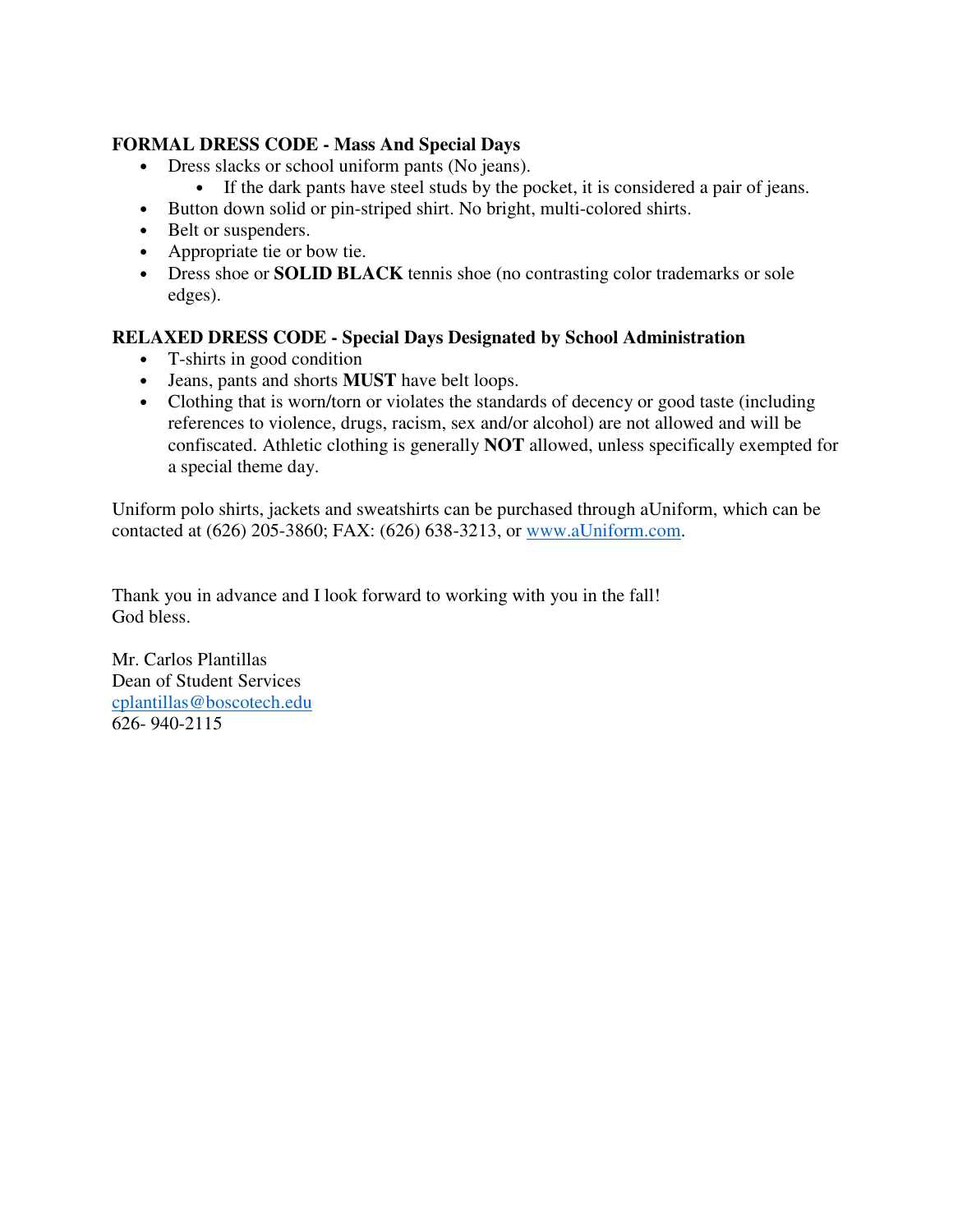**FORMAL DRESS CODE - Mass And Special Days**

- Dress slacks or school uniform pants (No jeans).
  - If the dark pants have steel studs by the pocket, it is considered a pair of jeans.
- Button down solid or pin-striped shirt. No bright, multi-colored shirts.
- Belt or suspenders.
- Appropriate tie or bow tie.
- Dress shoe or **SOLID BLACK** tennis shoe (no contrasting color trademarks or sole edges).

**RELAXED DRESS CODE - Special Days Designated by School Administration**

- T-shirts in good condition
- Jeans, pants and shorts **MUST** have belt loops.
- Clothing that is worn/torn or violates the standards of decency or good taste (including references to violence, drugs, racism, sex and/or alcohol) are not allowed and will be confiscated. Athletic clothing is generally **NOT** allowed, unless specifically exempted for a special theme day.

Uniform polo shirts, jackets and sweatshirts can be purchased through aUniform, which can be contacted at (626) 205-3860; FAX: (626) 638-3213, or www.aUniform.com.

Thank you in advance and I look forward to working with you in the fall!
God bless.

Mr. Carlos Plantillas
Dean of Student Services
cplantillas@boscotech.edu
626- 940-2115